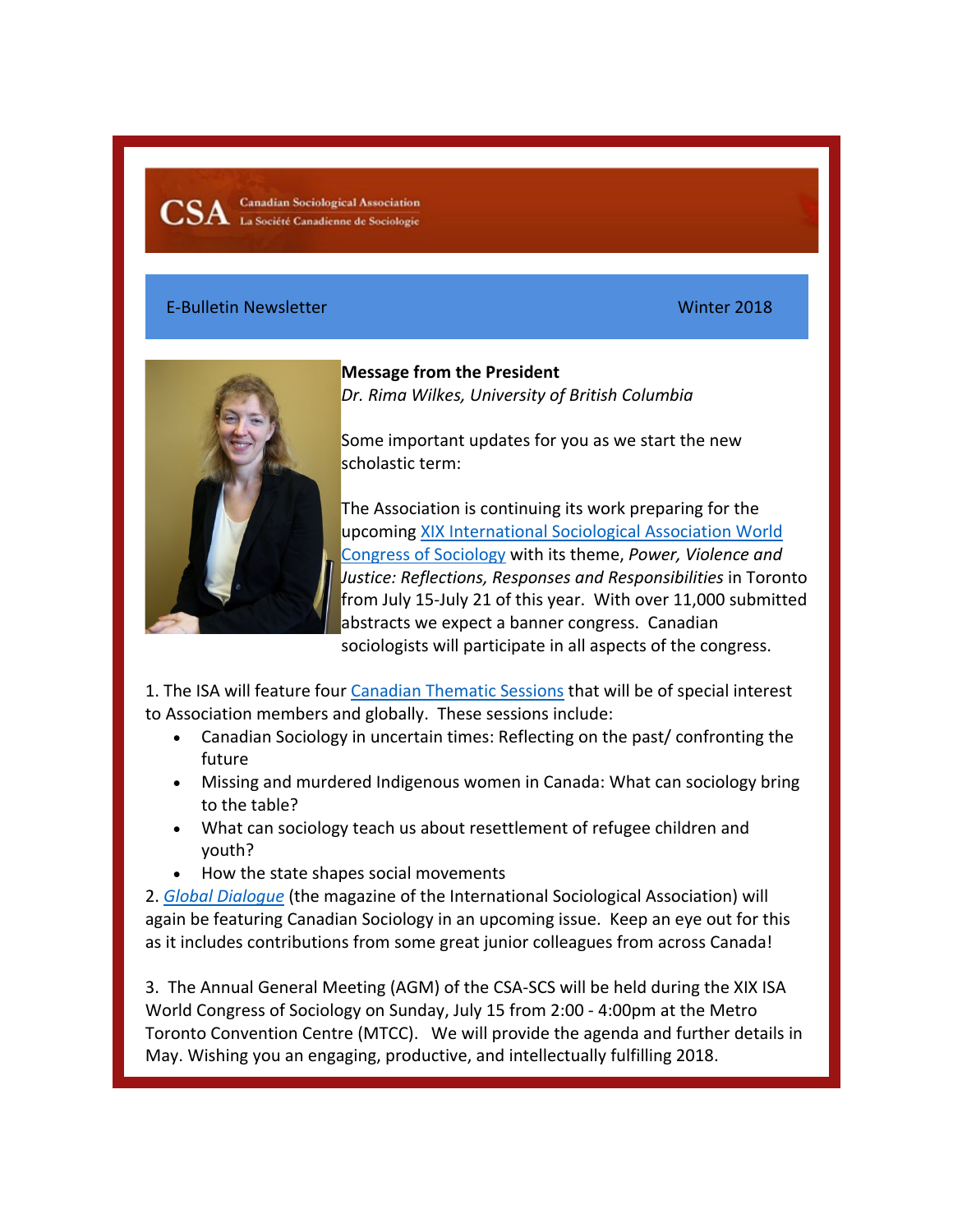CSA Canadian Sociological Association
La Société Canadienne de Sociologie

E-Bulletin Newsletter Winter 2018

**Message from the President**
*Dr. Rima Wilkes, University of British Columbia*

Some important updates for you as we start the new scholastic term:

The Association is continuing its work preparing for the upcoming XIX International Sociological Association World Congress of Sociology with its theme, *Power, Violence and Justice: Reflections, Responses and Responsibilities* in Toronto from July 15-July 21 of this year. With over 11,000 submitted abstracts we expect a banner congress. Canadian sociologists will participate in all aspects of the congress.

1. The ISA will feature four Canadian Thematic Sessions that will be of special interest to Association members and globally. These sessions include:

- Canadian Sociology in uncertain times: Reflecting on the past/ confronting the future
- Missing and murdered Indigenous women in Canada: What can sociology bring to the table?
- What can sociology teach us about resettlement of refugee children and youth?
- How the state shapes social movements

2. *Global Dialogue* (the magazine of the International Sociological Association) will again be featuring Canadian Sociology in an upcoming issue. Keep an eye out for this as it includes contributions from some great junior colleagues from across Canada!

3. The Annual General Meeting (AGM) of the CSA-SCS will be held during the XIX ISA World Congress of Sociology on Sunday, July 15 from 2:00 - 4:00pm at the Metro Toronto Convention Centre (MTCC). We will provide the agenda and further details in May. Wishing you an engaging, productive, and intellectually fulfilling 2018.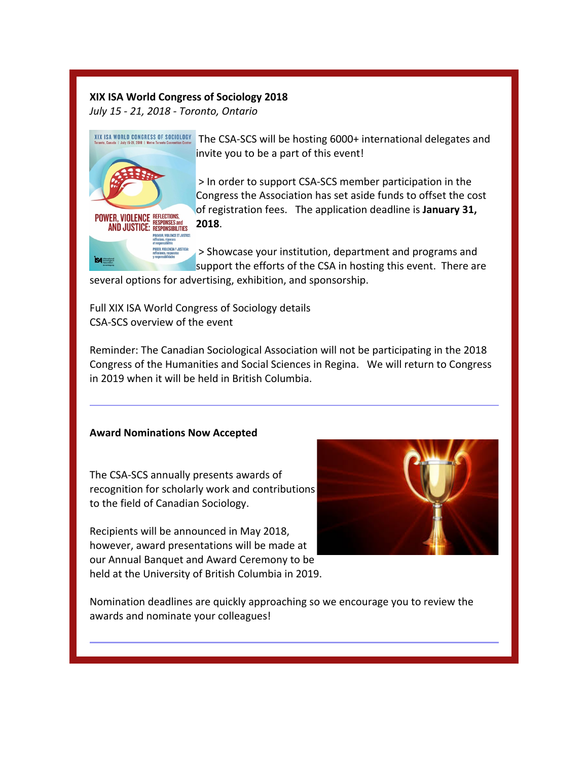**XIX ISA World Congress of Sociology 2018**

*July 15 - 21, 2018 - Toronto, Ontario*

The CSA-SCS will be hosting 6000+ international delegates and invite you to be a part of this event!

> In order to support CSA-SCS member participation in the Congress the Association has set aside funds to offset the cost of registration fees. The application deadline is **January 31, 2018**.

> Showcase your institution, department and programs and support the efforts of the CSA in hosting this event. There are several options for advertising, exhibition, and sponsorship.

Full XIX ISA World Congress of Sociology details
CSA-SCS overview of the event

Reminder: The Canadian Sociological Association will not be participating in the 2018 Congress of the Humanities and Social Sciences in Regina. We will return to Congress in 2019 when it will be held in British Columbia.

---

**Award Nominations Now Accepted**

The CSA-SCS annually presents awards of recognition for scholarly work and contributions to the field of Canadian Sociology.

Recipients will be announced in May 2018, however, award presentations will be made at our Annual Banquet and Award Ceremony to be held at the University of British Columbia in 2019.

Nomination deadlines are quickly approaching so we encourage you to review the awards and nominate your colleagues!

---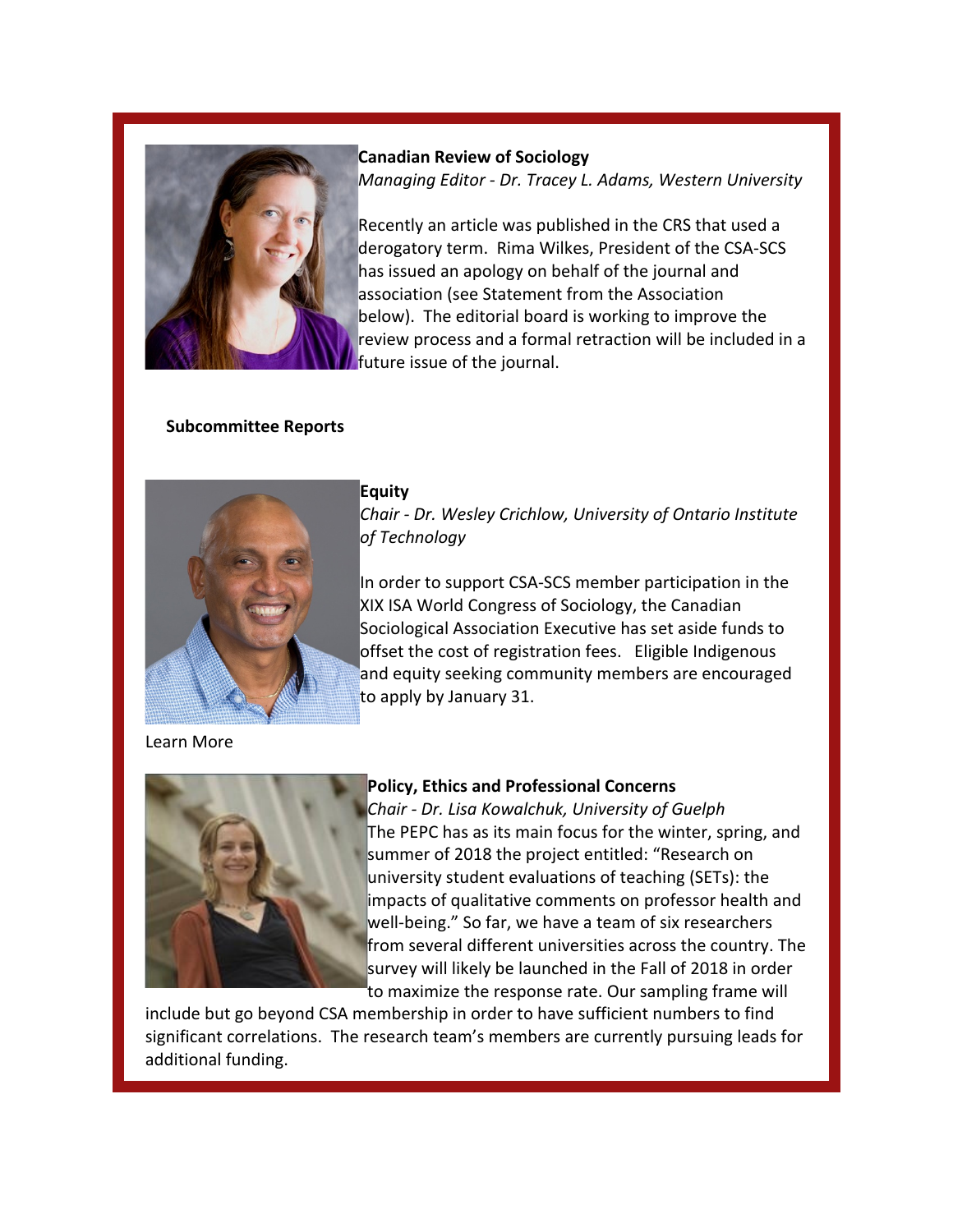**Canadian Review of Sociology**

*Managing Editor - Dr. Tracey L. Adams, Western University*

Recently an article was published in the CRS that used a derogatory term. Rima Wilkes, President of the CSA-SCS has issued an apology on behalf of the journal and association (see Statement from the Association below). The editorial board is working to improve the review process and a formal retraction will be included in a future issue of the journal.

**Subcommittee Reports**

**Equity**

*Chair - Dr. Wesley Crichlow, University of Ontario Institute of Technology*

In order to support CSA-SCS member participation in the XIX ISA World Congress of Sociology, the Canadian Sociological Association Executive has set aside funds to offset the cost of registration fees. Eligible Indigenous and equity seeking community members are encouraged to apply by January 31.

Learn More

**Policy, Ethics and Professional Concerns**

*Chair - Dr. Lisa Kowalchuk, University of Guelph*

The PEPC has as its main focus for the winter, spring, and summer of 2018 the project entitled: "Research on university student evaluations of teaching (SETs): the impacts of qualitative comments on professor health and well-being." So far, we have a team of six researchers from several different universities across the country. The survey will likely be launched in the Fall of 2018 in order to maximize the response rate. Our sampling frame will include but go beyond CSA membership in order to have sufficient numbers to find significant correlations. The research team's members are currently pursuing leads for additional funding.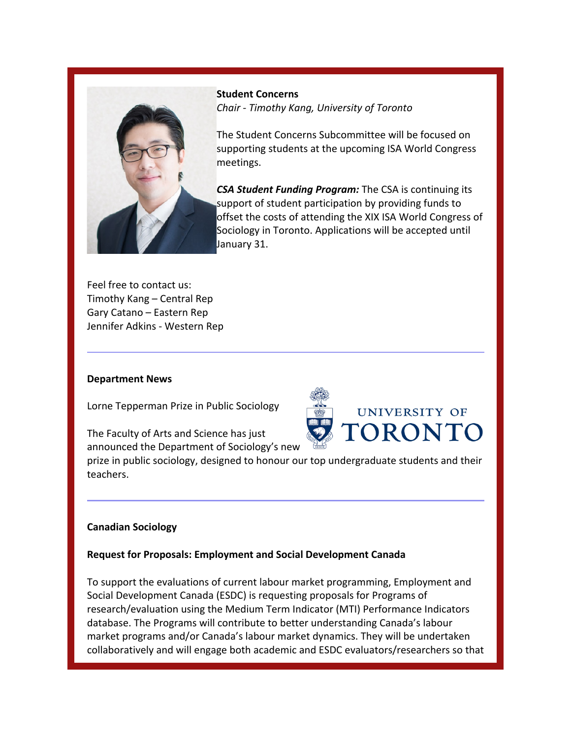**Student Concerns**

*Chair - Timothy Kang, University of Toronto*

The Student Concerns Subcommittee will be focused on supporting students at the upcoming ISA World Congress meetings.

***CSA Student Funding Program:*** The CSA is continuing its support of student participation by providing funds to offset the costs of attending the XIX ISA World Congress of Sociology in Toronto. Applications will be accepted until January 31.

Feel free to contact us:
Timothy Kang – Central Rep
Gary Catano – Eastern Rep
Jennifer Adkins - Western Rep

---

**Department News**

Lorne Tepperman Prize in Public Sociology

The Faculty of Arts and Science has just announced the Department of Sociology's new prize in public sociology, designed to honour our top undergraduate students and their teachers.

---

**Canadian Sociology**

**Request for Proposals: Employment and Social Development Canada**

To support the evaluations of current labour market programming, Employment and Social Development Canada (ESDC) is requesting proposals for Programs of research/evaluation using the Medium Term Indicator (MTI) Performance Indicators database. The Programs will contribute to better understanding Canada's labour market programs and/or Canada's labour market dynamics. They will be undertaken collaboratively and will engage both academic and ESDC evaluators/researchers so that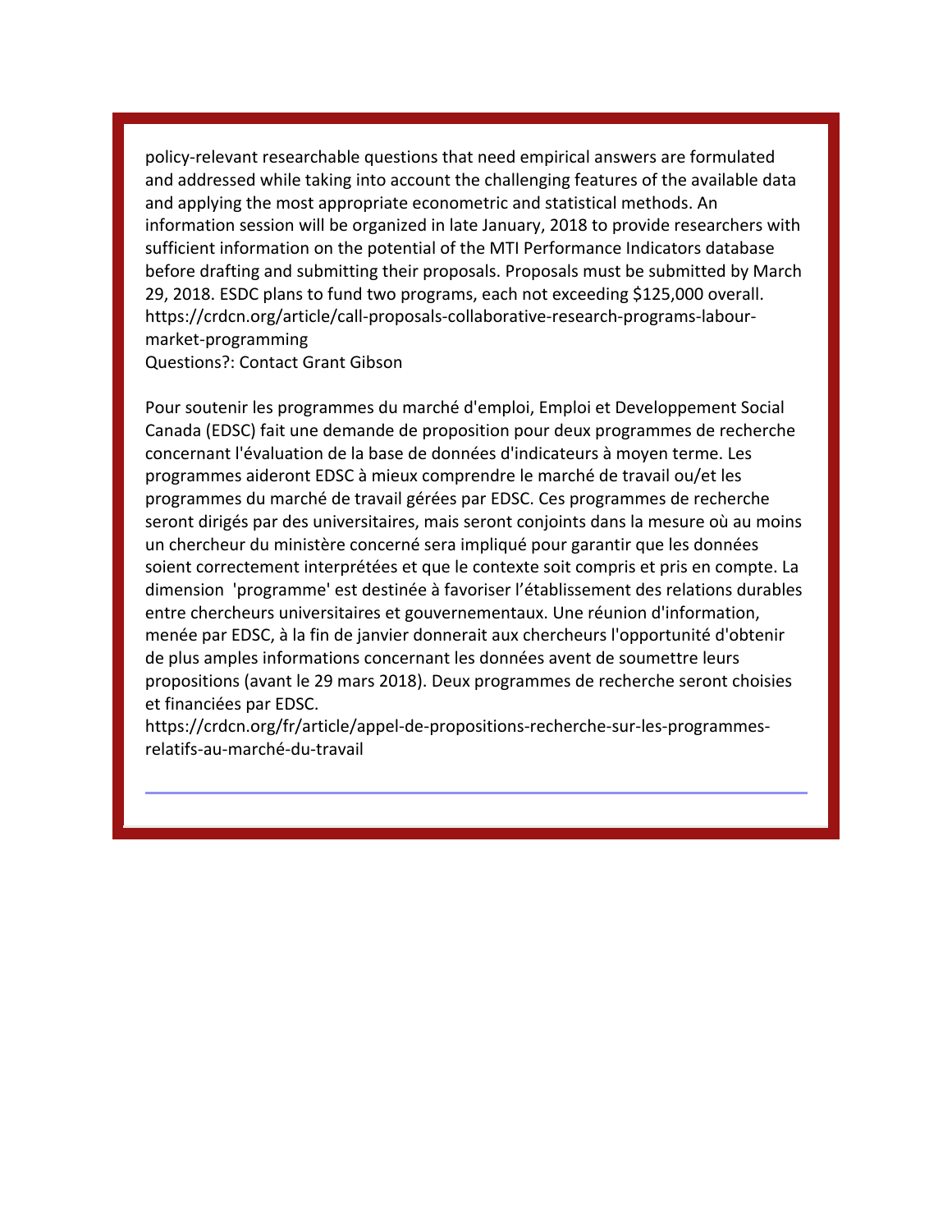policy-relevant researchable questions that need empirical answers are formulated and addressed while taking into account the challenging features of the available data and applying the most appropriate econometric and statistical methods. An information session will be organized in late January, 2018 to provide researchers with sufficient information on the potential of the MTI Performance Indicators database before drafting and submitting their proposals. Proposals must be submitted by March 29, 2018. ESDC plans to fund two programs, each not exceeding $125,000 overall.
https://crdcn.org/article/call-proposals-collaborative-research-programs-labour-market-programming
Questions?: Contact Grant Gibson

Pour soutenir les programmes du marché d'emploi, Emploi et Developpement Social Canada (EDSC) fait une demande de proposition pour deux programmes de recherche concernant l'évaluation de la base de données d'indicateurs à moyen terme. Les programmes aideront EDSC à mieux comprendre le marché de travail ou/et les programmes du marché de travail gérées par EDSC. Ces programmes de recherche seront dirigés par des universitaires, mais seront conjoints dans la mesure où au moins un chercheur du ministère concerné sera impliqué pour garantir que les données soient correctement interprétées et que le contexte soit compris et pris en compte. La dimension 'programme' est destinée à favoriser l'établissement des relations durables entre chercheurs universitaires et gouvernementaux. Une réunion d'information, menée par EDSC, à la fin de janvier donnerait aux chercheurs l'opportunité d'obtenir de plus amples informations concernant les données avent de soumettre leurs propositions (avant le 29 mars 2018). Deux programmes de recherche seront choisies et financiées par EDSC.
https://crdcn.org/fr/article/appel-de-propositions-recherche-sur-les-programmes-relatifs-au-marché-du-travail